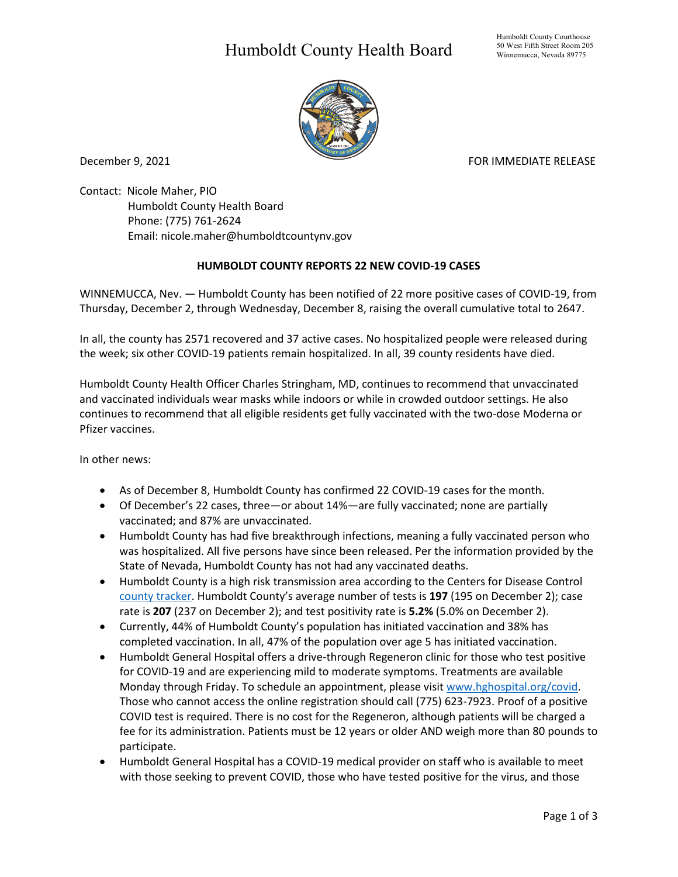# Humboldt County Health Board

Humboldt County Courthouse
50 West Fifth Street Room 205
Winnemucca, Nevada 89775

December 9, 2021 FOR IMMEDIATE RELEASE

Contact: Nicole Maher, PIO
Humboldt County Health Board
Phone: (775) 761-2624
Email: nicole.maher@humboldtcountynv.gov

**HUMBOLDT COUNTY REPORTS 22 NEW COVID-19 CASES**

WINNEMUCCA, Nev. — Humboldt County has been notified of 22 more positive cases of COVID-19, from Thursday, December 2, through Wednesday, December 8, raising the overall cumulative total to 2647.

In all, the county has 2571 recovered and 37 active cases. No hospitalized people were released during the week; six other COVID-19 patients remain hospitalized. In all, 39 county residents have died.

Humboldt County Health Officer Charles Stringham, MD, continues to recommend that unvaccinated and vaccinated individuals wear masks while indoors or while in crowded outdoor settings. He also continues to recommend that all eligible residents get fully vaccinated with the two-dose Moderna or Pfizer vaccines.

In other news:

- As of December 8, Humboldt County has confirmed 22 COVID-19 cases for the month.
- Of December's 22 cases, three—or about 14%—are fully vaccinated; none are partially vaccinated; and 87% are unvaccinated.
- Humboldt County has had five breakthrough infections, meaning a fully vaccinated person who was hospitalized. All five persons have since been released. Per the information provided by the State of Nevada, Humboldt County has not had any vaccinated deaths.
- Humboldt County is a high risk transmission area according to the Centers for Disease Control county tracker. Humboldt County's average number of tests is **197** (195 on December 2); case rate is **207** (237 on December 2); and test positivity rate is **5.2%** (5.0% on December 2).
- Currently, 44% of Humboldt County's population has initiated vaccination and 38% has completed vaccination. In all, 47% of the population over age 5 has initiated vaccination.
- Humboldt General Hospital offers a drive-through Regeneron clinic for those who test positive for COVID-19 and are experiencing mild to moderate symptoms. Treatments are available Monday through Friday. To schedule an appointment, please visit www.hghospital.org/covid. Those who cannot access the online registration should call (775) 623-7923. Proof of a positive COVID test is required. There is no cost for the Regeneron, although patients will be charged a fee for its administration. Patients must be 12 years or older AND weigh more than 80 pounds to participate.
- Humboldt General Hospital has a COVID-19 medical provider on staff who is available to meet with those seeking to prevent COVID, those who have tested positive for the virus, and those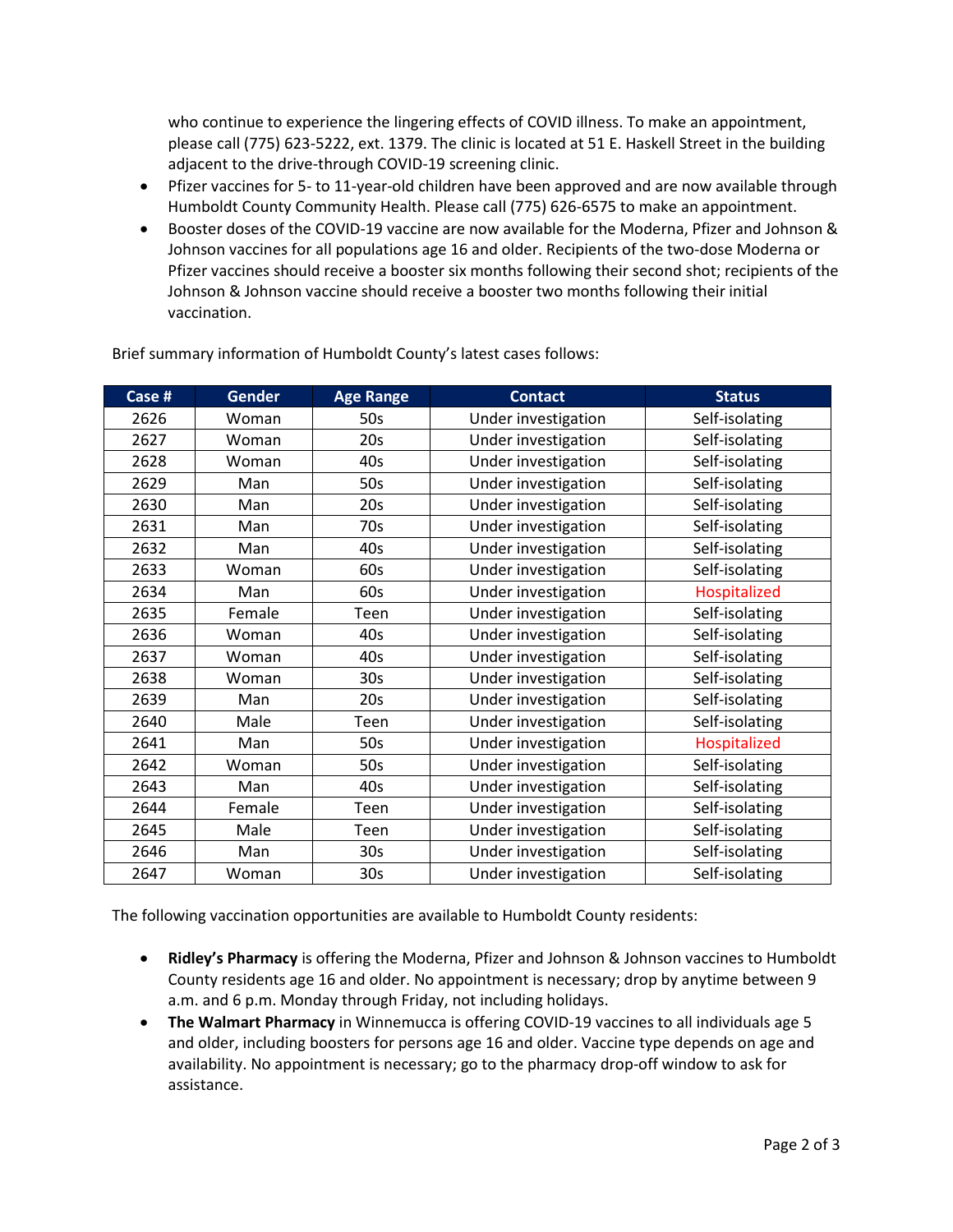who continue to experience the lingering effects of COVID illness. To make an appointment, please call (775) 623-5222, ext. 1379. The clinic is located at 51 E. Haskell Street in the building adjacent to the drive-through COVID-19 screening clinic.

- Pfizer vaccines for 5- to 11-year-old children have been approved and are now available through Humboldt County Community Health. Please call (775) 626-6575 to make an appointment.
- Booster doses of the COVID-19 vaccine are now available for the Moderna, Pfizer and Johnson & Johnson vaccines for all populations age 16 and older. Recipients of the two-dose Moderna or Pfizer vaccines should receive a booster six months following their second shot; recipients of the Johnson & Johnson vaccine should receive a booster two months following their initial vaccination.

Brief summary information of Humboldt County's latest cases follows:

| Case # | Gender | Age Range | Contact | Status |
|---|---|---|---|---|
| 2626 | Woman | 50s | Under investigation | Self-isolating |
| 2627 | Woman | 20s | Under investigation | Self-isolating |
| 2628 | Woman | 40s | Under investigation | Self-isolating |
| 2629 | Man | 50s | Under investigation | Self-isolating |
| 2630 | Man | 20s | Under investigation | Self-isolating |
| 2631 | Man | 70s | Under investigation | Self-isolating |
| 2632 | Man | 40s | Under investigation | Self-isolating |
| 2633 | Woman | 60s | Under investigation | Self-isolating |
| 2634 | Man | 60s | Under investigation | Hospitalized |
| 2635 | Female | Teen | Under investigation | Self-isolating |
| 2636 | Woman | 40s | Under investigation | Self-isolating |
| 2637 | Woman | 40s | Under investigation | Self-isolating |
| 2638 | Woman | 30s | Under investigation | Self-isolating |
| 2639 | Man | 20s | Under investigation | Self-isolating |
| 2640 | Male | Teen | Under investigation | Self-isolating |
| 2641 | Man | 50s | Under investigation | Hospitalized |
| 2642 | Woman | 50s | Under investigation | Self-isolating |
| 2643 | Man | 40s | Under investigation | Self-isolating |
| 2644 | Female | Teen | Under investigation | Self-isolating |
| 2645 | Male | Teen | Under investigation | Self-isolating |
| 2646 | Man | 30s | Under investigation | Self-isolating |
| 2647 | Woman | 30s | Under investigation | Self-isolating |

The following vaccination opportunities are available to Humboldt County residents:

- **Ridley's Pharmacy** is offering the Moderna, Pfizer and Johnson & Johnson vaccines to Humboldt County residents age 16 and older. No appointment is necessary; drop by anytime between 9 a.m. and 6 p.m. Monday through Friday, not including holidays.
- **The Walmart Pharmacy** in Winnemucca is offering COVID-19 vaccines to all individuals age 5 and older, including boosters for persons age 16 and older. Vaccine type depends on age and availability. No appointment is necessary; go to the pharmacy drop-off window to ask for assistance.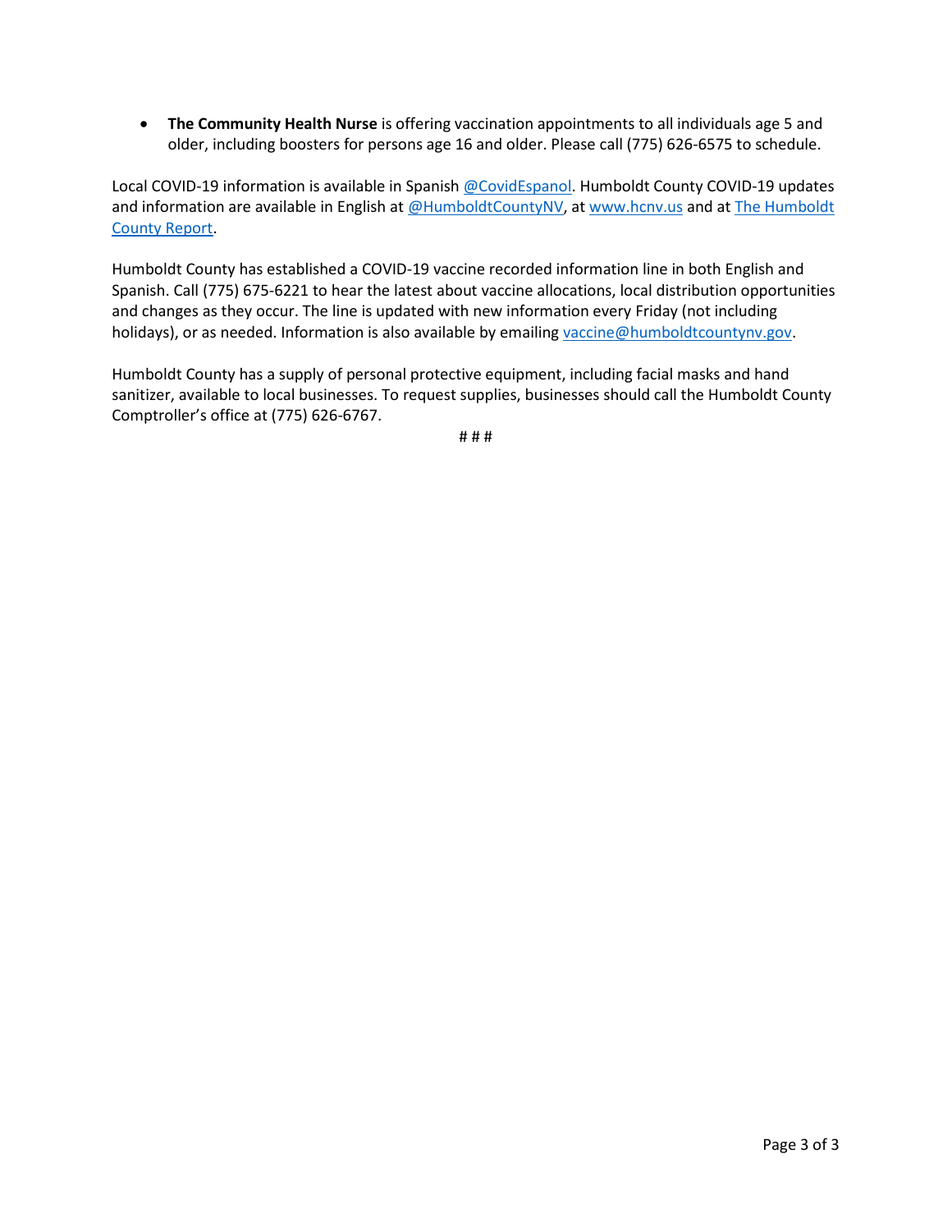- **The Community Health Nurse** is offering vaccination appointments to all individuals age 5 and older, including boosters for persons age 16 and older. Please call (775) 626-6575 to schedule.

Local COVID-19 information is available in Spanish @CovidEspanol. Humboldt County COVID-19 updates and information are available in English at @HumboldtCountyNV, at www.hcnv.us and at The Humboldt County Report.

Humboldt County has established a COVID-19 vaccine recorded information line in both English and Spanish. Call (775) 675-6221 to hear the latest about vaccine allocations, local distribution opportunities and changes as they occur. The line is updated with new information every Friday (not including holidays), or as needed. Information is also available by emailing vaccine@humboldtcountynv.gov.

Humboldt County has a supply of personal protective equipment, including facial masks and hand sanitizer, available to local businesses. To request supplies, businesses should call the Humboldt County Comptroller's office at (775) 626-6767.

# # #